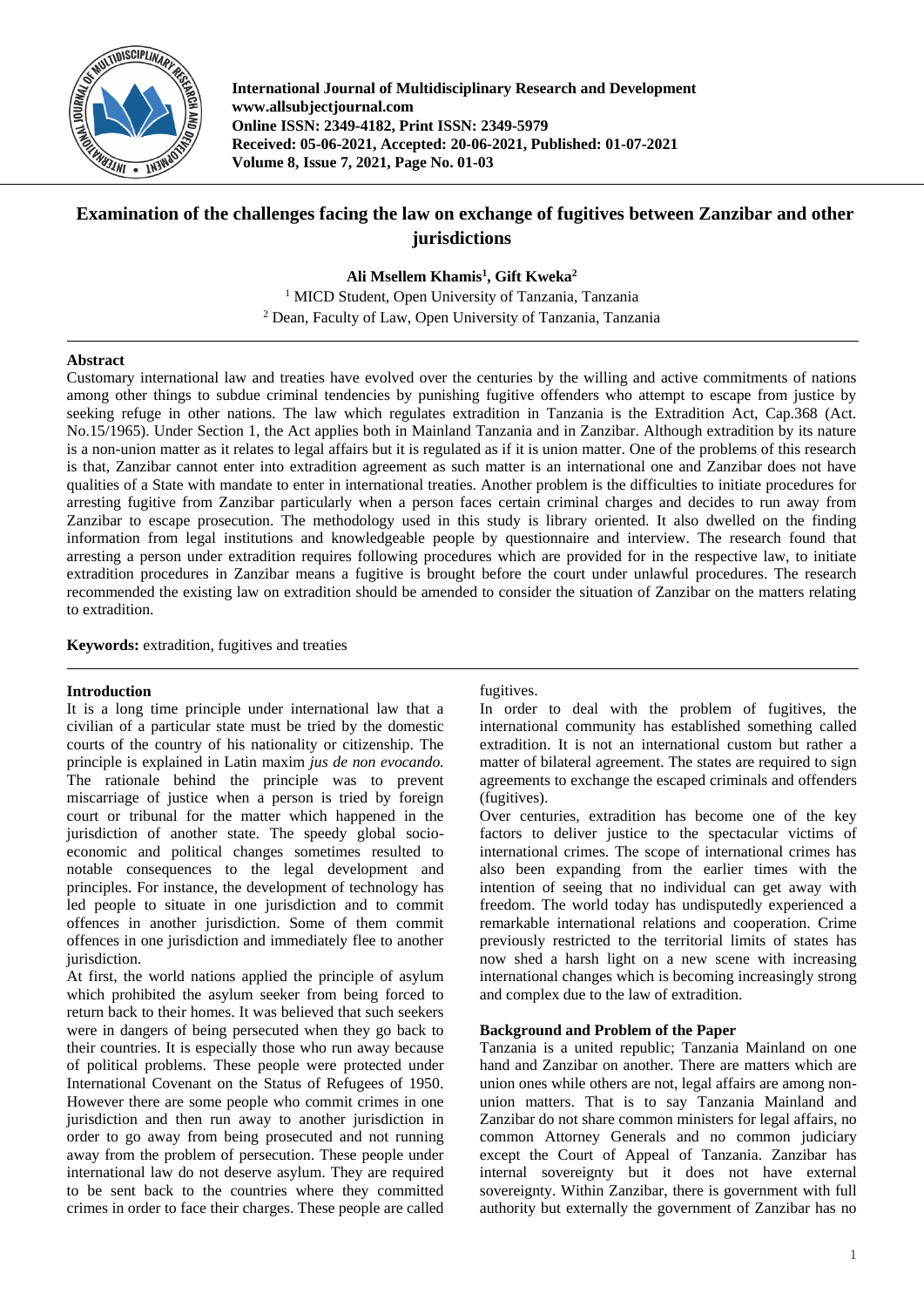International Journal of Multidisciplinary Research and Development
www.allsubjectjournal.com
Online ISSN: 2349-4182, Print ISSN: 2349-5979
Received: 05-06-2021, Accepted: 20-06-2021, Published: 01-07-2021
Volume 8, Issue 7, 2021, Page No. 01-03

# Examination of the challenges facing the law on exchange of fugitives between Zanzibar and other jurisdictions

**Ali Msellem Khamis[1], Gift Kweka[2]**

[1] MICD Student, Open University of Tanzania, Tanzania
[2] Dean, Faculty of Law, Open University of Tanzania, Tanzania

## Abstract

Customary international law and treaties have evolved over the centuries by the willing and active commitments of nations among other things to subdue criminal tendencies by punishing fugitive offenders who attempt to escape from justice by seeking refuge in other nations. The law which regulates extradition in Tanzania is the Extradition Act, Cap.368 (Act. No.15/1965). Under Section 1, the Act applies both in Mainland Tanzania and in Zanzibar. Although extradition by its nature is a non-union matter as it relates to legal affairs but it is regulated as if it is union matter. One of the problems of this research is that, Zanzibar cannot enter into extradition agreement as such matter is an international one and Zanzibar does not have qualities of a State with mandate to enter in international treaties. Another problem is the difficulties to initiate procedures for arresting fugitive from Zanzibar particularly when a person faces certain criminal charges and decides to run away from Zanzibar to escape prosecution. The methodology used in this study is library oriented. It also dwelled on the finding information from legal institutions and knowledgeable people by questionnaire and interview. The research found that arresting a person under extradition requires following procedures which are provided for in the respective law, to initiate extradition procedures in Zanzibar means a fugitive is brought before the court under unlawful procedures. The research recommended the existing law on extradition should be amended to consider the situation of Zanzibar on the matters relating to extradition.

**Keywords:** extradition, fugitives and treaties

## Introduction

It is a long time principle under international law that a civilian of a particular state must be tried by the domestic courts of the country of his nationality or citizenship. The principle is explained in Latin maxim *jus de non evocando.* The rationale behind the principle was to prevent miscarriage of justice when a person is tried by foreign court or tribunal for the matter which happened in the jurisdiction of another state. The speedy global socio-economic and political changes sometimes resulted to notable consequences to the legal development and principles. For instance, the development of technology has led people to situate in one jurisdiction and to commit offences in another jurisdiction. Some of them commit offences in one jurisdiction and immediately flee to another jurisdiction.

At first, the world nations applied the principle of asylum which prohibited the asylum seeker from being forced to return back to their homes. It was believed that such seekers were in dangers of being persecuted when they go back to their countries. It is especially those who run away because of political problems. These people were protected under International Covenant on the Status of Refugees of 1950. However there are some people who commit crimes in one jurisdiction and then run away to another jurisdiction in order to go away from being prosecuted and not running away from the problem of persecution. These people under international law do not deserve asylum. They are required to be sent back to the countries where they committed crimes in order to face their charges. These people are called fugitives.

In order to deal with the problem of fugitives, the international community has established something called extradition. It is not an international custom but rather a matter of bilateral agreement. The states are required to sign agreements to exchange the escaped criminals and offenders (fugitives).

Over centuries, extradition has become one of the key factors to deliver justice to the spectacular victims of international crimes. The scope of international crimes has also been expanding from the earlier times with the intention of seeing that no individual can get away with freedom. The world today has undisputedly experienced a remarkable international relations and cooperation. Crime previously restricted to the territorial limits of states has now shed a harsh light on a new scene with increasing international changes which is becoming increasingly strong and complex due to the law of extradition.

## Background and Problem of the Paper

Tanzania is a united republic; Tanzania Mainland on one hand and Zanzibar on another. There are matters which are union ones while others are not, legal affairs are among non-union matters. That is to say Tanzania Mainland and Zanzibar do not share common ministers for legal affairs, no common Attorney Generals and no common judiciary except the Court of Appeal of Tanzania. Zanzibar has internal sovereignty but it does not have external sovereignty. Within Zanzibar, there is government with full authority but externally the government of Zanzibar has no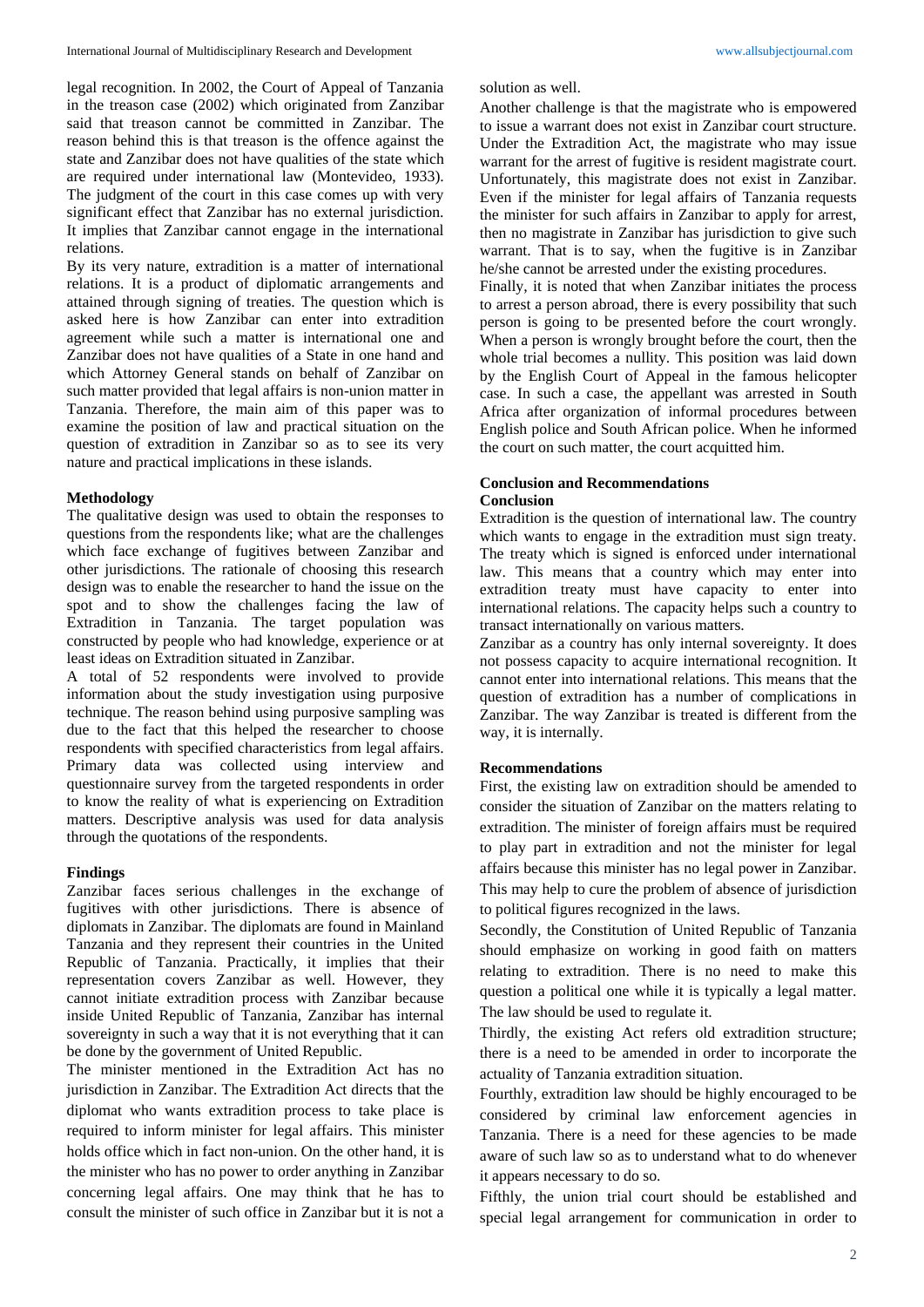legal recognition. In 2002, the Court of Appeal of Tanzania in the treason case (2002) which originated from Zanzibar said that treason cannot be committed in Zanzibar. The reason behind this is that treason is the offence against the state and Zanzibar does not have qualities of the state which are required under international law (Montevideo, 1933). The judgment of the court in this case comes up with very significant effect that Zanzibar has no external jurisdiction. It implies that Zanzibar cannot engage in the international relations.

By its very nature, extradition is a matter of international relations. It is a product of diplomatic arrangements and attained through signing of treaties. The question which is asked here is how Zanzibar can enter into extradition agreement while such a matter is international one and Zanzibar does not have qualities of a State in one hand and which Attorney General stands on behalf of Zanzibar on such matter provided that legal affairs is non-union matter in Tanzania. Therefore, the main aim of this paper was to examine the position of law and practical situation on the question of extradition in Zanzibar so as to see its very nature and practical implications in these islands.

### Methodology

The qualitative design was used to obtain the responses to questions from the respondents like; what are the challenges which face exchange of fugitives between Zanzibar and other jurisdictions. The rationale of choosing this research design was to enable the researcher to hand the issue on the spot and to show the challenges facing the law of Extradition in Tanzania. The target population was constructed by people who had knowledge, experience or at least ideas on Extradition situated in Zanzibar.

A total of 52 respondents were involved to provide information about the study investigation using purposive technique. The reason behind using purposive sampling was due to the fact that this helped the researcher to choose respondents with specified characteristics from legal affairs. Primary data was collected using interview and questionnaire survey from the targeted respondents in order to know the reality of what is experiencing on Extradition matters. Descriptive analysis was used for data analysis through the quotations of the respondents.

### Findings

Zanzibar faces serious challenges in the exchange of fugitives with other jurisdictions. There is absence of diplomats in Zanzibar. The diplomats are found in Mainland Tanzania and they represent their countries in the United Republic of Tanzania. Practically, it implies that their representation covers Zanzibar as well. However, they cannot initiate extradition process with Zanzibar because inside United Republic of Tanzania, Zanzibar has internal sovereignty in such a way that it is not everything that it can be done by the government of United Republic.

The minister mentioned in the Extradition Act has no jurisdiction in Zanzibar. The Extradition Act directs that the diplomat who wants extradition process to take place is required to inform minister for legal affairs. This minister holds office which in fact non-union. On the other hand, it is the minister who has no power to order anything in Zanzibar concerning legal affairs. One may think that he has to consult the minister of such office in Zanzibar but it is not a solution as well.

Another challenge is that the magistrate who is empowered to issue a warrant does not exist in Zanzibar court structure. Under the Extradition Act, the magistrate who may issue warrant for the arrest of fugitive is resident magistrate court. Unfortunately, this magistrate does not exist in Zanzibar. Even if the minister for legal affairs of Tanzania requests the minister for such affairs in Zanzibar to apply for arrest, then no magistrate in Zanzibar has jurisdiction to give such warrant. That is to say, when the fugitive is in Zanzibar he/she cannot be arrested under the existing procedures.

Finally, it is noted that when Zanzibar initiates the process to arrest a person abroad, there is every possibility that such person is going to be presented before the court wrongly. When a person is wrongly brought before the court, then the whole trial becomes a nullity. This position was laid down by the English Court of Appeal in the famous helicopter case. In such a case, the appellant was arrested in South Africa after organization of informal procedures between English police and South African police. When he informed the court on such matter, the court acquitted him.

## Conclusion and Recommendations

### Conclusion

Extradition is the question of international law. The country which wants to engage in the extradition must sign treaty. The treaty which is signed is enforced under international law. This means that a country which may enter into extradition treaty must have capacity to enter into international relations. The capacity helps such a country to transact internationally on various matters.

Zanzibar as a country has only internal sovereignty. It does not possess capacity to acquire international recognition. It cannot enter into international relations. This means that the question of extradition has a number of complications in Zanzibar. The way Zanzibar is treated is different from the way, it is internally.

### Recommendations

First, the existing law on extradition should be amended to consider the situation of Zanzibar on the matters relating to extradition. The minister of foreign affairs must be required to play part in extradition and not the minister for legal affairs because this minister has no legal power in Zanzibar. This may help to cure the problem of absence of jurisdiction to political figures recognized in the laws.

Secondly, the Constitution of United Republic of Tanzania should emphasize on working in good faith on matters relating to extradition. There is no need to make this question a political one while it is typically a legal matter. The law should be used to regulate it.

Thirdly, the existing Act refers old extradition structure; there is a need to be amended in order to incorporate the actuality of Tanzania extradition situation.

Fourthly, extradition law should be highly encouraged to be considered by criminal law enforcement agencies in Tanzania. There is a need for these agencies to be made aware of such law so as to understand what to do whenever it appears necessary to do so.

Fifthly, the union trial court should be established and special legal arrangement for communication in order to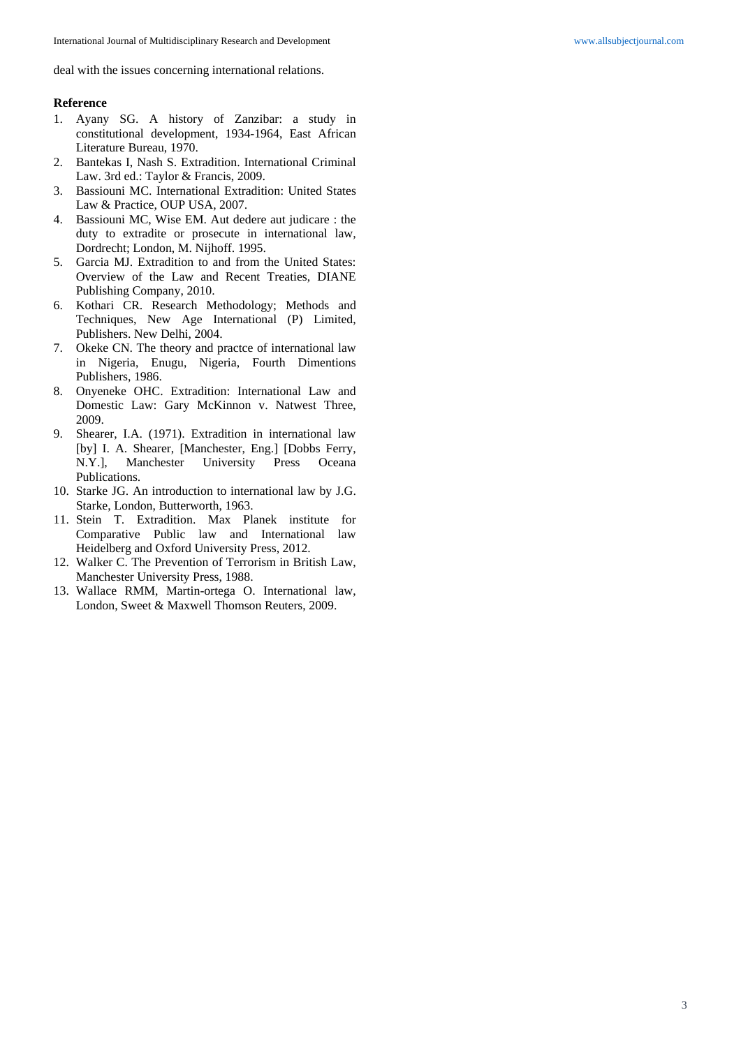deal with the issues concerning international relations.

**Reference**

1. Ayany SG. A history of Zanzibar: a study in constitutional development, 1934-1964, East African Literature Bureau, 1970.
2. Bantekas I, Nash S. Extradition. International Criminal Law. 3rd ed.: Taylor & Francis, 2009.
3. Bassiouni MC. International Extradition: United States Law & Practice, OUP USA, 2007.
4. Bassiouni MC, Wise EM. Aut dedere aut judicare : the duty to extradite or prosecute in international law, Dordrecht; London, M. Nijhoff. 1995.
5. Garcia MJ. Extradition to and from the United States: Overview of the Law and Recent Treaties, DIANE Publishing Company, 2010.
6. Kothari CR. Research Methodology; Methods and Techniques, New Age International (P) Limited, Publishers. New Delhi, 2004.
7. Okeke CN. The theory and practce of international law in Nigeria, Enugu, Nigeria, Fourth Dimentions Publishers, 1986.
8. Onyeneke OHC. Extradition: International Law and Domestic Law: Gary McKinnon v. Natwest Three, 2009.
9. Shearer, I.A. (1971). Extradition in international law [by] I. A. Shearer, [Manchester, Eng.] [Dobbs Ferry, N.Y.], Manchester University Press Oceana Publications.
10. Starke JG. An introduction to international law by J.G. Starke, London, Butterworth, 1963.
11. Stein T. Extradition. Max Planek institute for Comparative Public law and International law Heidelberg and Oxford University Press, 2012.
12. Walker C. The Prevention of Terrorism in British Law, Manchester University Press, 1988.
13. Wallace RMM, Martin-ortega O. International law, London, Sweet & Maxwell Thomson Reuters, 2009.